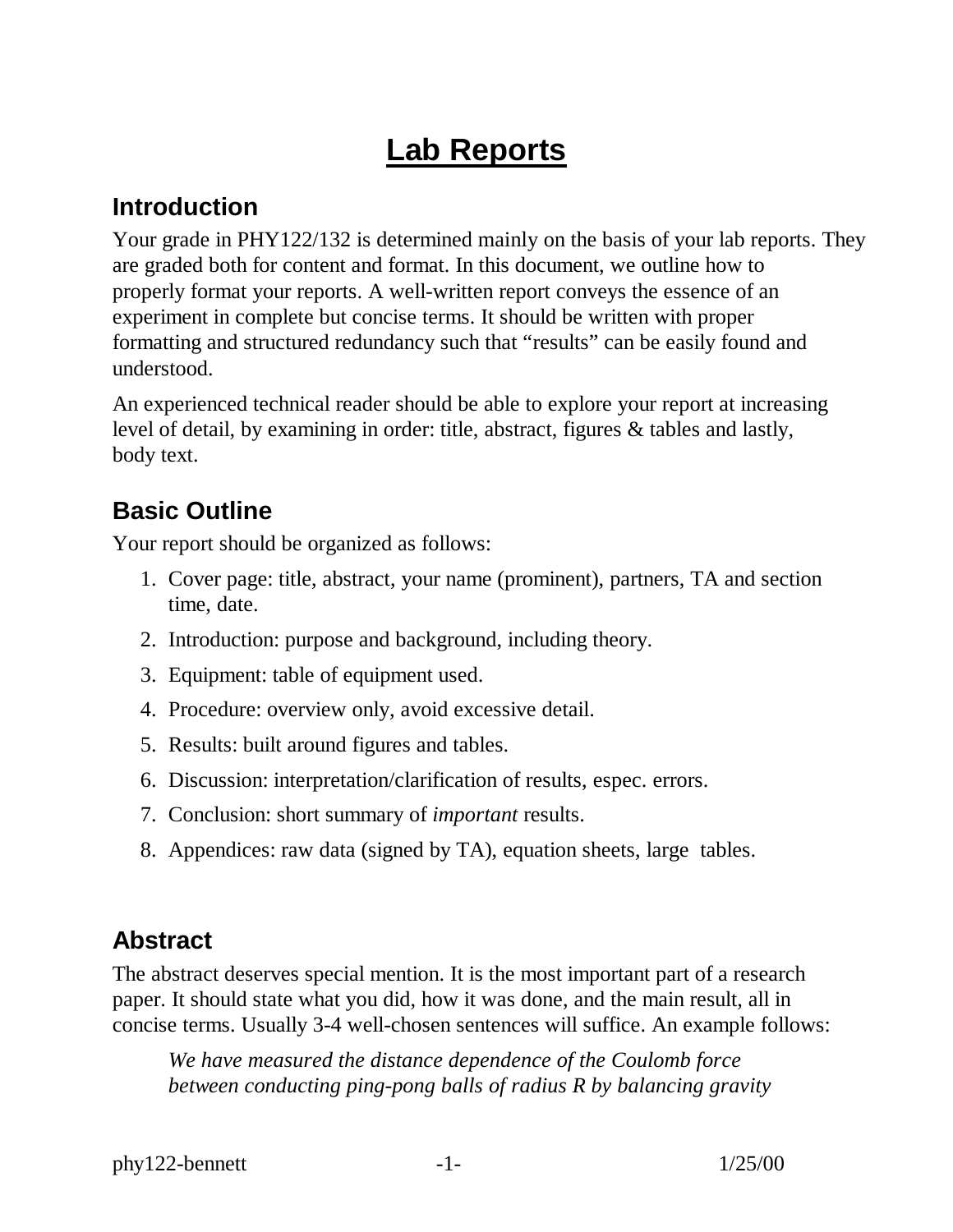# Lab Reports

## Introduction

Your grade in PHY122/132 is determined mainly on the basis of your lab reports. They are graded both for content and format. In this document, we outline how to properly format your reports. A well-written report conveys the essence of an experiment in complete but concise terms. It should be written with proper formatting and structured redundancy such that "results" can be easily found and understood.

An experienced technical reader should be able to explore your report at increasing level of detail, by examining in order: title, abstract, figures & tables and lastly, body text.

## Basic Outline

Your report should be organized as follows:

1. Cover page: title, abstract, your name (prominent), partners, TA and section time, date.
2. Introduction: purpose and background, including theory.
3. Equipment: table of equipment used.
4. Procedure: overview only, avoid excessive detail.
5. Results: built around figures and tables.
6. Discussion: interpretation/clarification of results, espec. errors.
7. Conclusion: short summary of *important* results.
8. Appendices: raw data (signed by TA), equation sheets, large tables.

## Abstract

The abstract deserves special mention. It is the most important part of a research paper. It should state what you did, how it was done, and the main result, all in concise terms. Usually 3-4 well-chosen sentences will suffice. An example follows:

> *We have measured the distance dependence of the Coulomb force between conducting ping-pong balls of radius R by balancing gravity*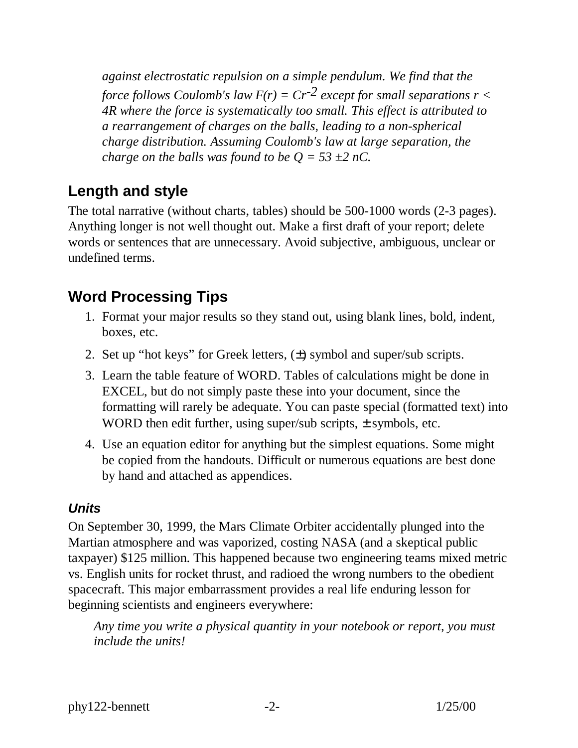*against electrostatic repulsion on a simple pendulum. We find that the force follows Coulomb's law $F(r) = Cr^{-2}$ except for small separations $r < 4R$ where the force is systematically too small. This effect is attributed to a rearrangement of charges on the balls, leading to a non-spherical charge distribution. Assuming Coulomb's law at large separation, the charge on the balls was found to be $Q = 53 \pm 2$ nC.*

## Length and style

The total narrative (without charts, tables) should be 500-1000 words (2-3 pages). Anything longer is not well thought out. Make a first draft of your report; delete words or sentences that are unnecessary. Avoid subjective, ambiguous, unclear or undefined terms.

## Word Processing Tips

1. Format your major results so they stand out, using blank lines, bold, indent, boxes, etc.
2. Set up "hot keys" for Greek letters, (±) symbol and super/sub scripts.
3. Learn the table feature of WORD. Tables of calculations might be done in EXCEL, but do not simply paste these into your document, since the formatting will rarely be adequate. You can paste special (formatted text) into WORD then edit further, using super/sub scripts, ± symbols, etc.
4. Use an equation editor for anything but the simplest equations. Some might be copied from the handouts. Difficult or numerous equations are best done by hand and attached as appendices.

### *Units*

On September 30, 1999, the Mars Climate Orbiter accidentally plunged into the Martian atmosphere and was vaporized, costing NASA (and a skeptical public taxpayer) $125 million. This happened because two engineering teams mixed metric vs. English units for rocket thrust, and radioed the wrong numbers to the obedient spacecraft. This major embarrassment provides a real life enduring lesson for beginning scientists and engineers everywhere:

*Any time you write a physical quantity in your notebook or report, you must include the units!*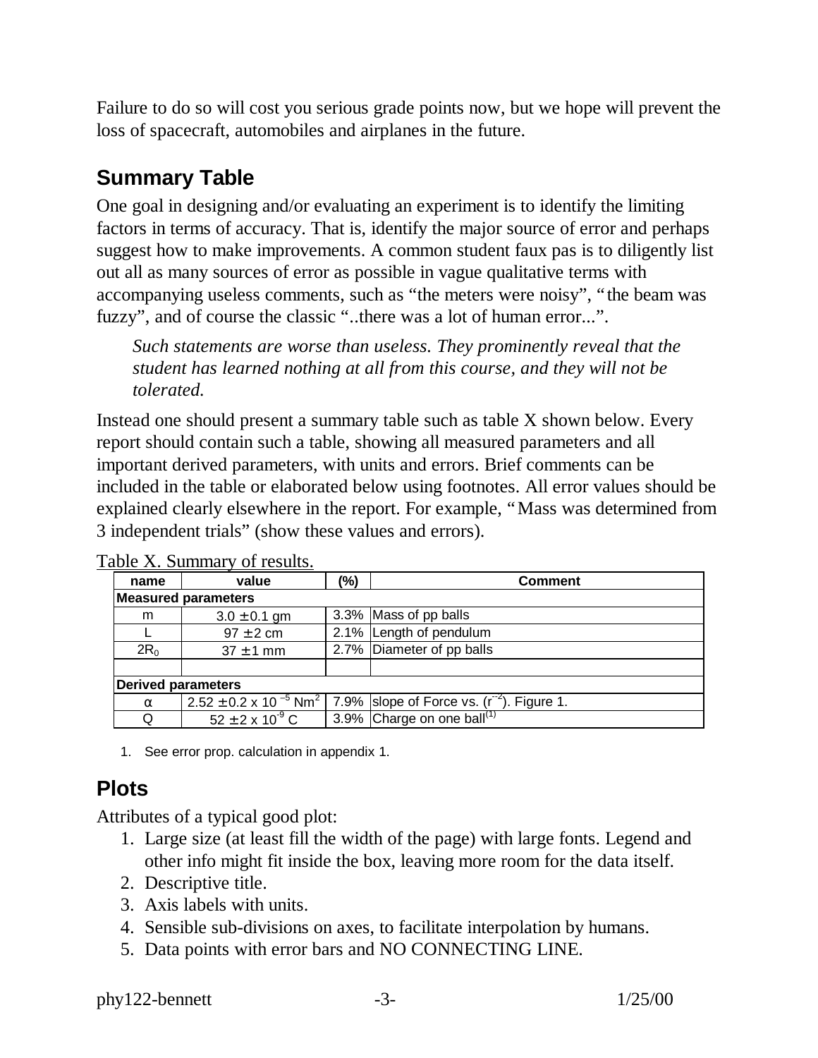Failure to do so will cost you serious grade points now, but we hope will prevent the loss of spacecraft, automobiles and airplanes in the future.

## Summary Table

One goal in designing and/or evaluating an experiment is to identify the limiting factors in terms of accuracy. That is, identify the major source of error and perhaps suggest how to make improvements. A common student faux pas is to diligently list out all as many sources of error as possible in vague qualitative terms with accompanying useless comments, such as "the meters were noisy", "the beam was fuzzy", and of course the classic "..there was a lot of human error...".

> *Such statements are worse than useless. They prominently reveal that the student has learned nothing at all from this course, and they will not be tolerated.*

Instead one should present a summary table such as table X shown below. Every report should contain such a table, showing all measured parameters and all important derived parameters, with units and errors. Brief comments can be included in the table or elaborated below using footnotes. All error values should be explained clearly elsewhere in the report. For example, "Mass was determined from 3 independent trials" (show these values and errors).

Table X. Summary of results.

| name | value | (%) | Comment |
|---|---|---|---|
| **Measured parameters** | | | |
| m | 3.0 ± 0.1 gm | 3.3% | Mass of pp balls |
| L | 97 ± 2 cm | 2.1% | Length of pendulum |
| $2R_0$ | 37 ± 1 mm | 2.7% | Diameter of pp balls |
| | | | |
| **Derived parameters** | | | |
| α | $2.52 \pm 0.2 \times 10^{-5}$ Nm$^2$ | 7.9% | slope of Force vs. ($r^{-2}$). Figure 1. |
| Q | $52 \pm 2 \times 10^{-9}$ C | 3.9% | Charge on one ball(1) |

1. See error prop. calculation in appendix 1.

## Plots

Attributes of a typical good plot:

1. Large size (at least fill the width of the page) with large fonts. Legend and other info might fit inside the box, leaving more room for the data itself.
2. Descriptive title.
3. Axis labels with units.
4. Sensible sub-divisions on axes, to facilitate interpolation by humans.
5. Data points with error bars and NO CONNECTING LINE.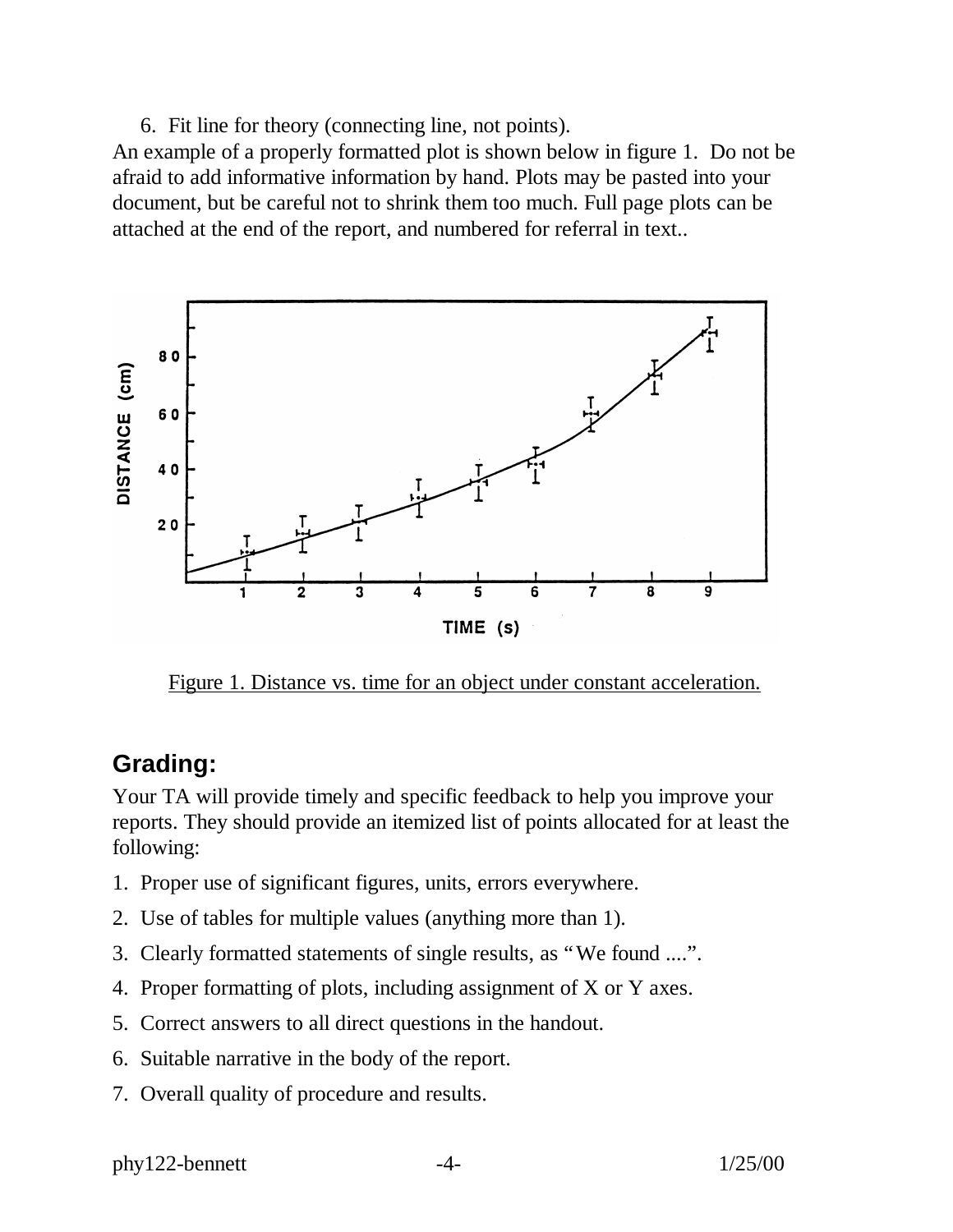6. Fit line for theory (connecting line, not points).

An example of a properly formatted plot is shown below in figure 1. Do not be afraid to add informative information by hand. Plots may be pasted into your document, but be careful not to shrink them too much. Full page plots can be attached at the end of the report, and numbered for referral in text..

DISTANCE (cm)

80
60
40
20

1 2 3 4 5 6 7 8 9

TIME (s)

Figure 1. Distance vs. time for an object under constant acceleration.

## Grading:

Your TA will provide timely and specific feedback to help you improve your reports. They should provide an itemized list of points allocated for at least the following:

1. Proper use of significant figures, units, errors everywhere.
2. Use of tables for multiple values (anything more than 1).
3. Clearly formatted statements of single results, as "We found ....".
4. Proper formatting of plots, including assignment of X or Y axes.
5. Correct answers to all direct questions in the handout.
6. Suitable narrative in the body of the report.
7. Overall quality of procedure and results.